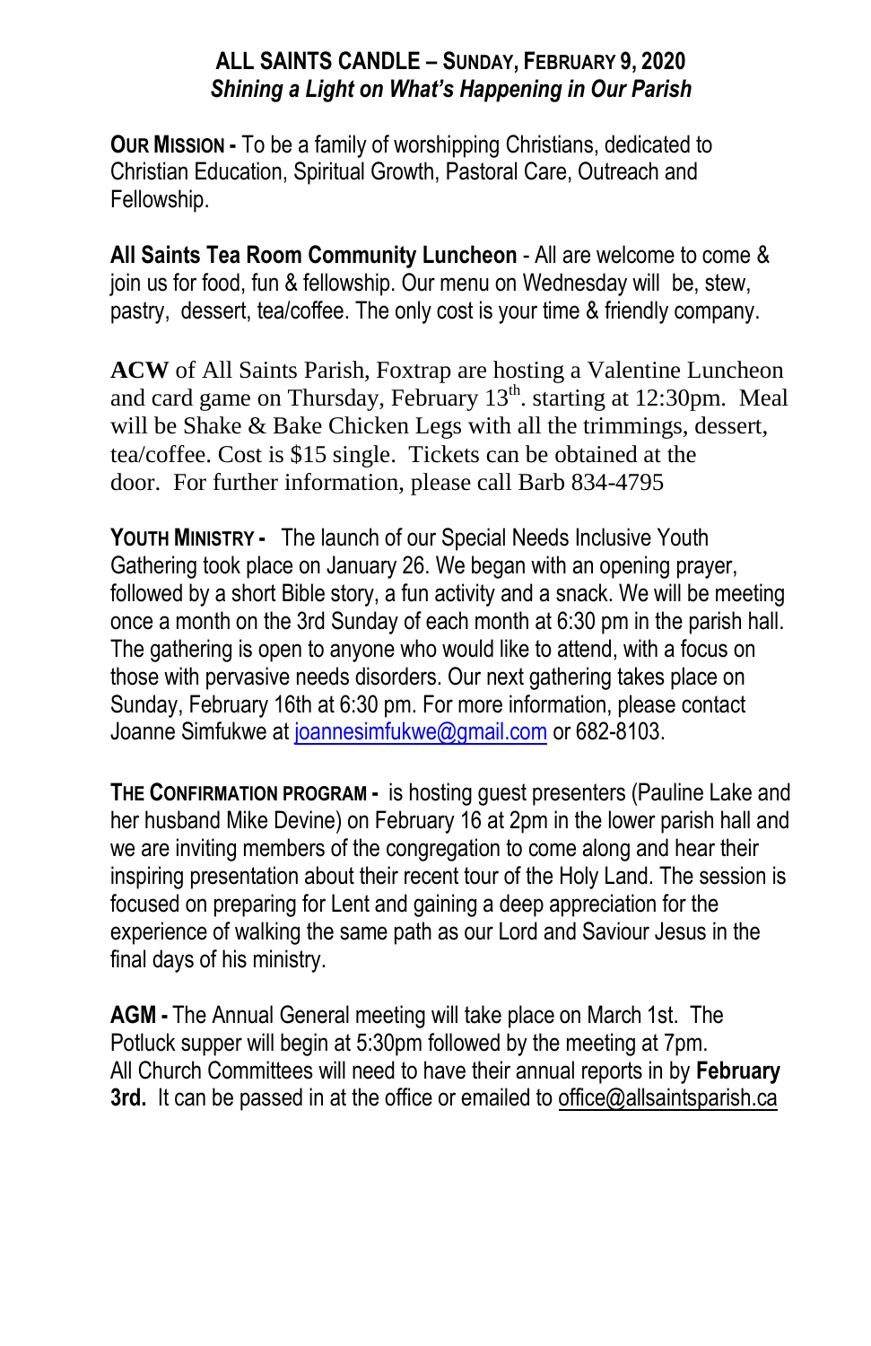# ALL SAINTS CANDLE – SUNDAY, FEBRUARY 9, 2020

***Shining a Light on What's Happening in Our Parish***

**OUR MISSION -** To be a family of worshipping Christians, dedicated to Christian Education, Spiritual Growth, Pastoral Care, Outreach and Fellowship.

**All Saints Tea Room Community Luncheon** - All are welcome to come & join us for food, fun & fellowship. Our menu on Wednesday will be, stew, pastry, dessert, tea/coffee. The only cost is your time & friendly company.

**ACW** of All Saints Parish, Foxtrap are hosting a Valentine Luncheon and card game on Thursday, February 13th. starting at 12:30pm. Meal will be Shake & Bake Chicken Legs with all the trimmings, dessert, tea/coffee. Cost is $15 single. Tickets can be obtained at the door. For further information, please call Barb 834-4795

**YOUTH MINISTRY -** The launch of our Special Needs Inclusive Youth Gathering took place on January 26. We began with an opening prayer, followed by a short Bible story, a fun activity and a snack. We will be meeting once a month on the 3rd Sunday of each month at 6:30 pm in the parish hall. The gathering is open to anyone who would like to attend, with a focus on those with pervasive needs disorders. Our next gathering takes place on Sunday, February 16th at 6:30 pm. For more information, please contact Joanne Simfukwe at joannesimfukwe@gmail.com or 682-8103.

**THE CONFIRMATION PROGRAM -** is hosting guest presenters (Pauline Lake and her husband Mike Devine) on February 16 at 2pm in the lower parish hall and we are inviting members of the congregation to come along and hear their inspiring presentation about their recent tour of the Holy Land. The session is focused on preparing for Lent and gaining a deep appreciation for the experience of walking the same path as our Lord and Saviour Jesus in the final days of his ministry.

**AGM -** The Annual General meeting will take place on March 1st. The Potluck supper will begin at 5:30pm followed by the meeting at 7pm. All Church Committees will need to have their annual reports in by **February 3rd.** It can be passed in at the office or emailed to office@allsaintsparish.ca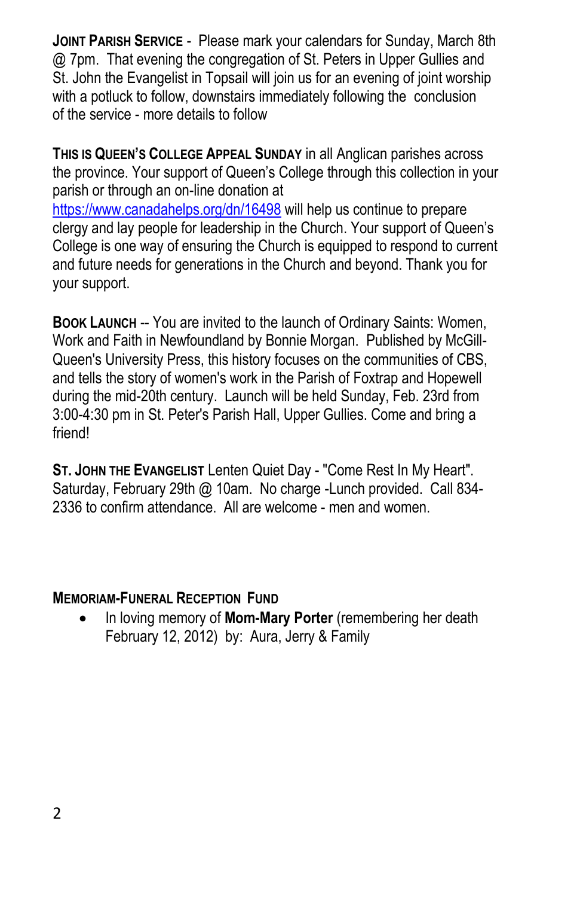**JOINT PARISH SERVICE** - Please mark your calendars for Sunday, March 8th @ 7pm. That evening the congregation of St. Peters in Upper Gullies and St. John the Evangelist in Topsail will join us for an evening of joint worship with a potluck to follow, downstairs immediately following the conclusion of the service - more details to follow

**THIS IS QUEEN'S COLLEGE APPEAL SUNDAY** in all Anglican parishes across the province. Your support of Queen's College through this collection in your parish or through an on-line donation at https://www.canadahelps.org/dn/16498 will help us continue to prepare clergy and lay people for leadership in the Church. Your support of Queen's College is one way of ensuring the Church is equipped to respond to current and future needs for generations in the Church and beyond. Thank you for your support.

**BOOK LAUNCH** -- You are invited to the launch of Ordinary Saints: Women, Work and Faith in Newfoundland by Bonnie Morgan. Published by McGill-Queen's University Press, this history focuses on the communities of CBS, and tells the story of women's work in the Parish of Foxtrap and Hopewell during the mid-20th century. Launch will be held Sunday, Feb. 23rd from 3:00-4:30 pm in St. Peter's Parish Hall, Upper Gullies. Come and bring a friend!

**ST. JOHN THE EVANGELIST** Lenten Quiet Day - "Come Rest In My Heart". Saturday, February 29th @ 10am. No charge -Lunch provided. Call 834-2336 to confirm attendance. All are welcome - men and women.

**MEMORIAM-FUNERAL RECEPTION FUND**

- In loving memory of **Mom-Mary Porter** (remembering her death February 12, 2012) by: Aura, Jerry & Family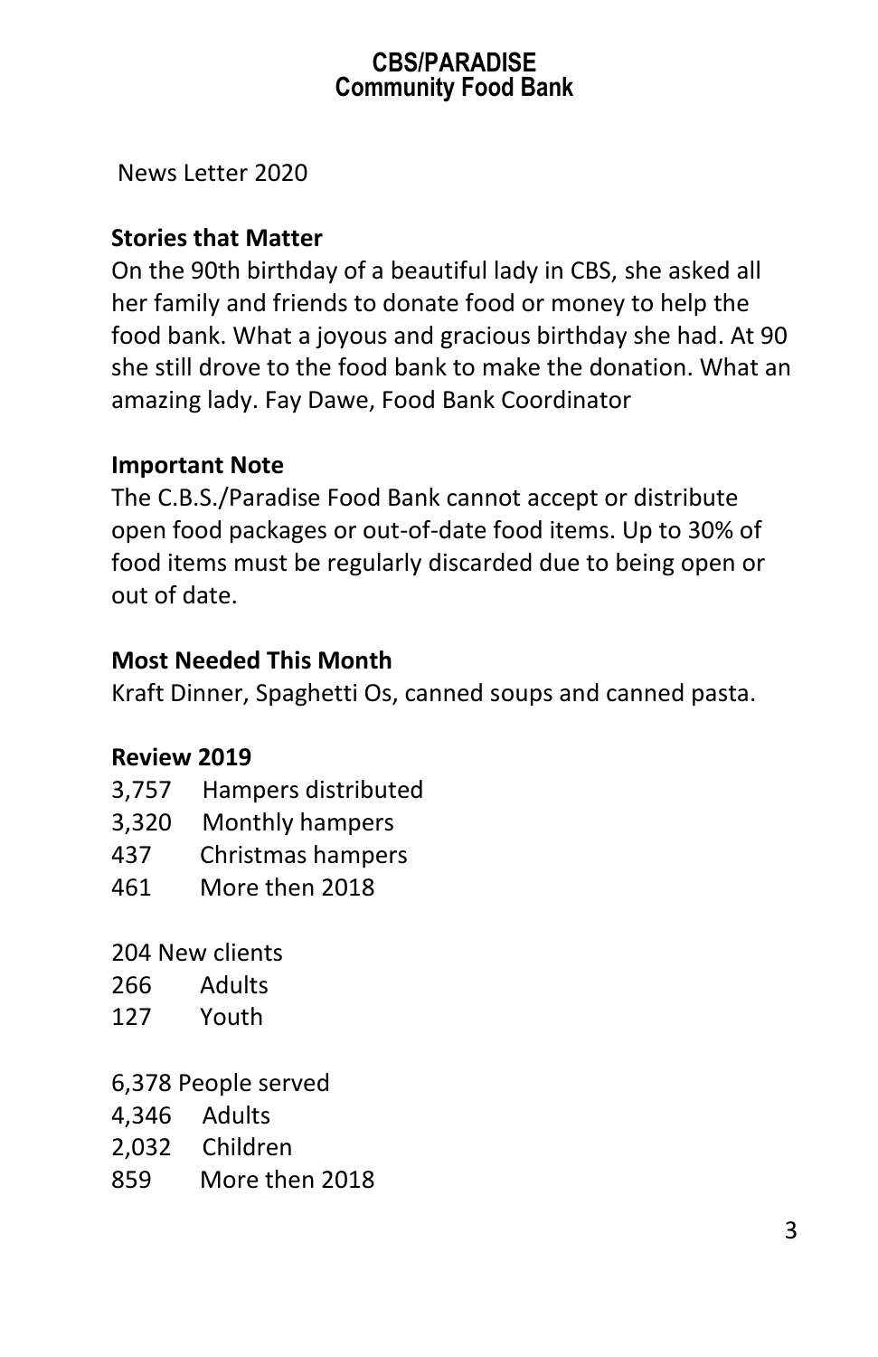# CBS/PARADISE
# Community Food Bank

News Letter 2020

**Stories that Matter**

On the 90th birthday of a beautiful lady in CBS, she asked all her family and friends to donate food or money to help the food bank. What a joyous and gracious birthday she had. At 90 she still drove to the food bank to make the donation. What an amazing lady. Fay Dawe, Food Bank Coordinator

**Important Note**

The C.B.S./Paradise Food Bank cannot accept or distribute open food packages or out-of-date food items. Up to 30% of food items must be regularly discarded due to being open or out of date.

**Most Needed This Month**

Kraft Dinner, Spaghetti Os, canned soups and canned pasta.

**Review 2019**

3,757 Hampers distributed
3,320 Monthly hampers
437 Christmas hampers
461 More then 2018

204 New clients
266 Adults
127 Youth

6,378 People served
4,346 Adults
2,032 Children
859 More then 2018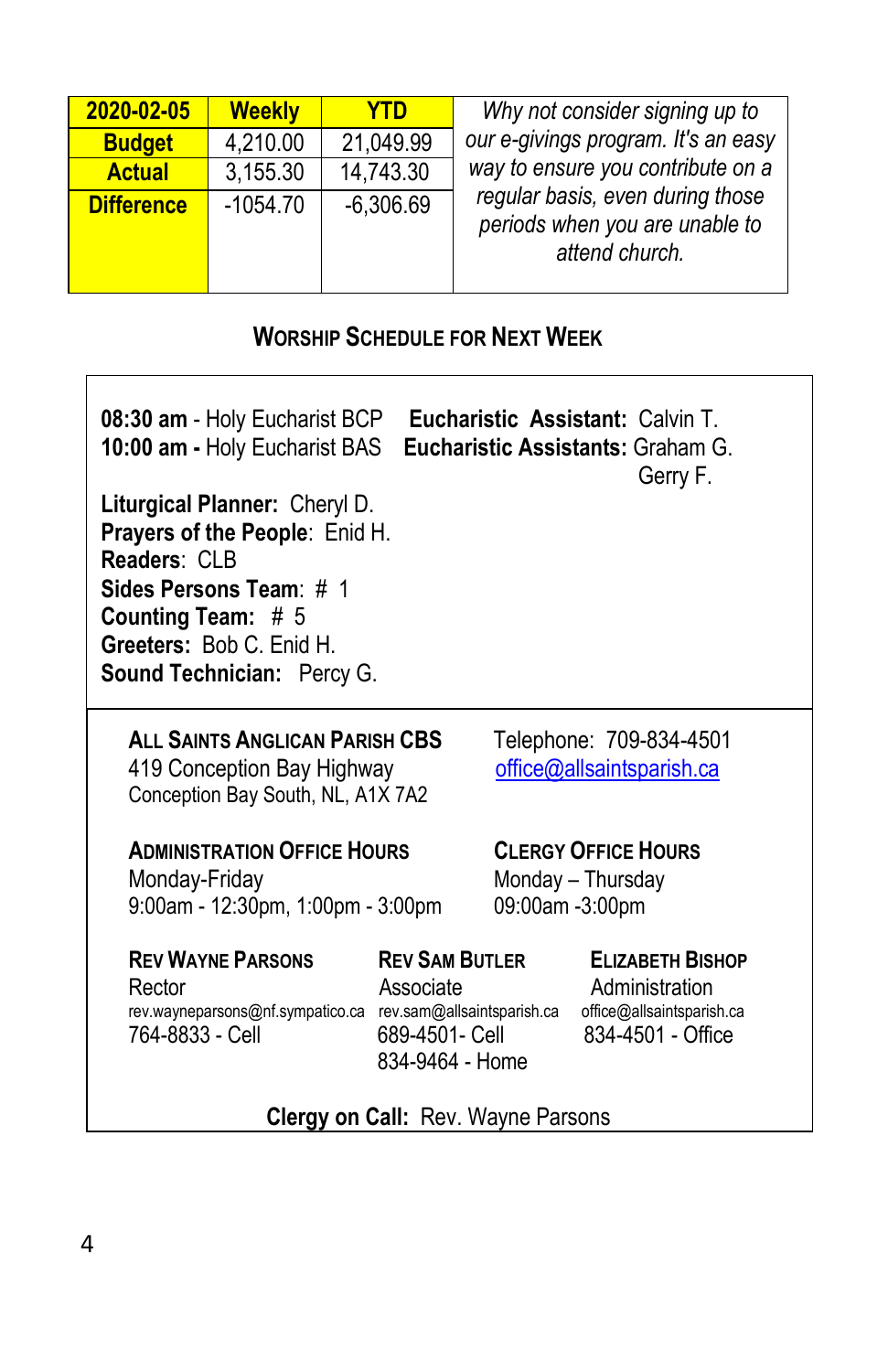| 2020-02-05 | Weekly | YTD |
|---|---|---|
| Budget | 4,210.00 | 21,049.99 |
| Actual | 3,155.30 | 14,743.30 |
| Difference | -1054.70 | -6,306.69 |

*Why not consider signing up to our e-givings program. It's an easy way to ensure you contribute on a regular basis, even during those periods when you are unable to attend church.*

## Worship Schedule for Next Week

**08:30 am** - Holy Eucharist BCP **Eucharistic Assistant:** Calvin T.
**10:00 am -** Holy Eucharist BAS **Eucharistic Assistants:** Graham G. Gerry F.

**Liturgical Planner:** Cheryl D.
**Prayers of the People**: Enid H.
**Readers**: CLB
**Sides Persons Team**: # 1
**Counting Team:** # 5
**Greeters:** Bob C. Enid H.
**Sound Technician:** Percy G.

**All Saints Anglican Parish CBS**
419 Conception Bay Highway
Conception Bay South, NL, A1X 7A2

Telephone: 709-834-4501
office@allsaintsparish.ca

**Administration Office Hours**
Monday-Friday
9:00am - 12:30pm, 1:00pm - 3:00pm

**Clergy Office Hours**
Monday – Thursday
09:00am -3:00pm

**Rev Wayne Parsons**
Rector
rev.wayneparsons@nf.sympatico.ca
764-8833 - Cell

**Rev Sam Butler**
Associate
rev.sam@allsaintsparish.ca
689-4501- Cell
834-9464 - Home

**Elizabeth Bishop**
Administration
office@allsaintsparish.ca
834-4501 - Office

**Clergy on Call:** Rev. Wayne Parsons